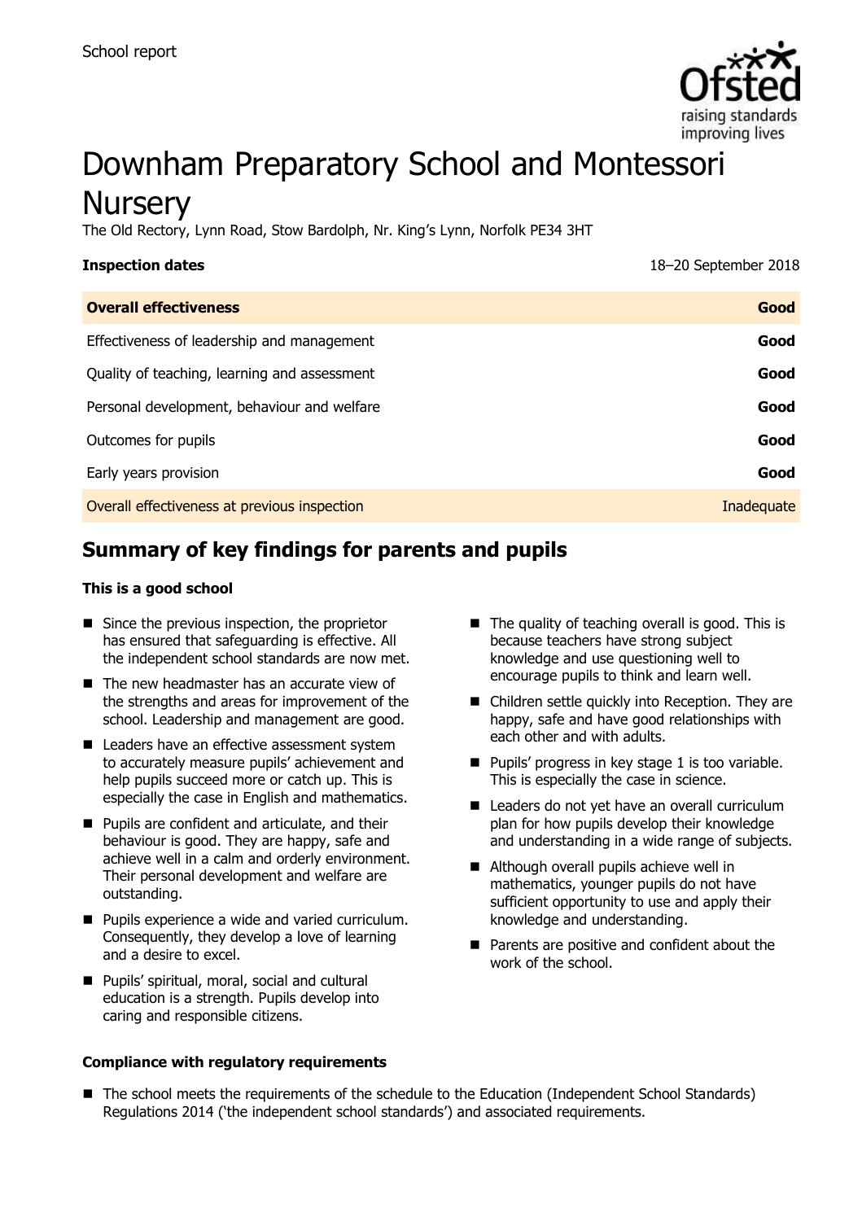School report

# Downham Preparatory School and Montessori Nursery

The Old Rectory, Lynn Road, Stow Bardolph, Nr. King's Lynn, Norfolk PE34 3HT

| **Inspection dates** | 18–20 September 2018 |
| --- | --- |
| **Overall effectiveness** | **Good** |
| Effectiveness of leadership and management | **Good** |
| Quality of teaching, learning and assessment | **Good** |
| Personal development, behaviour and welfare | **Good** |
| Outcomes for pupils | **Good** |
| Early years provision | **Good** |
| Overall effectiveness at previous inspection | Inadequate |

## Summary of key findings for parents and pupils

**This is a good school**

- Since the previous inspection, the proprietor has ensured that safeguarding is effective. All the independent school standards are now met.
- The new headmaster has an accurate view of the strengths and areas for improvement of the school. Leadership and management are good.
- Leaders have an effective assessment system to accurately measure pupils' achievement and help pupils succeed more or catch up. This is especially the case in English and mathematics.
- Pupils are confident and articulate, and their behaviour is good. They are happy, safe and achieve well in a calm and orderly environment. Their personal development and welfare are outstanding.
- Pupils experience a wide and varied curriculum. Consequently, they develop a love of learning and a desire to excel.
- Pupils' spiritual, moral, social and cultural education is a strength. Pupils develop into caring and responsible citizens.
- The quality of teaching overall is good. This is because teachers have strong subject knowledge and use questioning well to encourage pupils to think and learn well.
- Children settle quickly into Reception. They are happy, safe and have good relationships with each other and with adults.
- Pupils' progress in key stage 1 is too variable. This is especially the case in science.
- Leaders do not yet have an overall curriculum plan for how pupils develop their knowledge and understanding in a wide range of subjects.
- Although overall pupils achieve well in mathematics, younger pupils do not have sufficient opportunity to use and apply their knowledge and understanding.
- Parents are positive and confident about the work of the school.

**Compliance with regulatory requirements**

- The school meets the requirements of the schedule to the Education (Independent School Standards) Regulations 2014 ('the independent school standards') and associated requirements.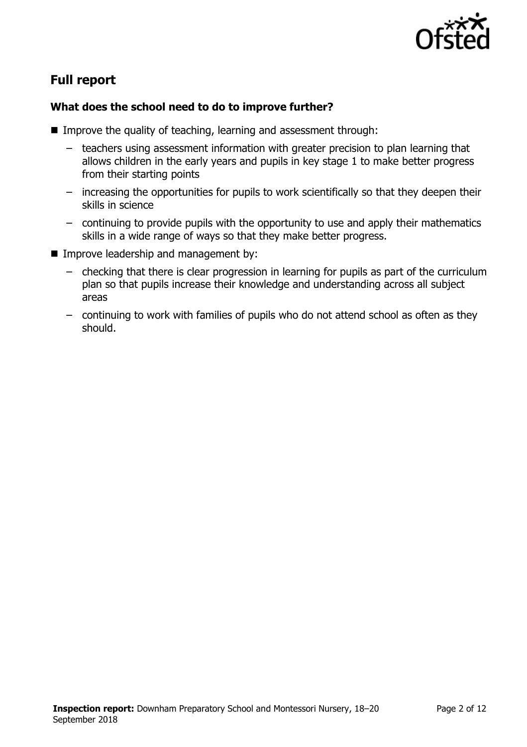## Full report

### What does the school need to do to improve further?

- Improve the quality of teaching, learning and assessment through:
  - teachers using assessment information with greater precision to plan learning that allows children in the early years and pupils in key stage 1 to make better progress from their starting points
  - increasing the opportunities for pupils to work scientifically so that they deepen their skills in science
  - continuing to provide pupils with the opportunity to use and apply their mathematics skills in a wide range of ways so that they make better progress.
- Improve leadership and management by:
  - checking that there is clear progression in learning for pupils as part of the curriculum plan so that pupils increase their knowledge and understanding across all subject areas
  - continuing to work with families of pupils who do not attend school as often as they should.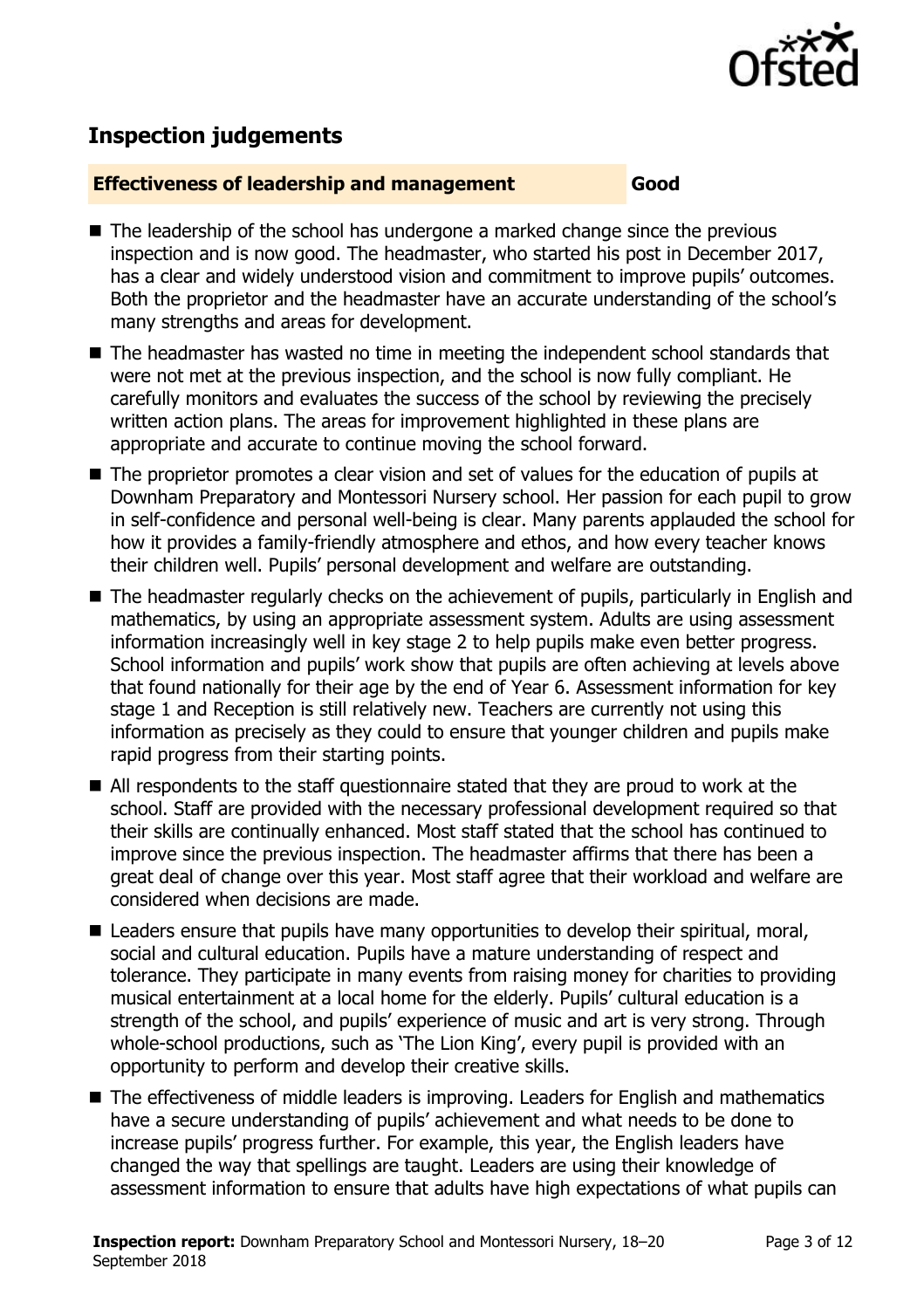## Inspection judgements

| **Effectiveness of leadership and management** | **Good** |
| --- | --- |

- The leadership of the school has undergone a marked change since the previous inspection and is now good. The headmaster, who started his post in December 2017, has a clear and widely understood vision and commitment to improve pupils' outcomes. Both the proprietor and the headmaster have an accurate understanding of the school's many strengths and areas for development.
- The headmaster has wasted no time in meeting the independent school standards that were not met at the previous inspection, and the school is now fully compliant. He carefully monitors and evaluates the success of the school by reviewing the precisely written action plans. The areas for improvement highlighted in these plans are appropriate and accurate to continue moving the school forward.
- The proprietor promotes a clear vision and set of values for the education of pupils at Downham Preparatory and Montessori Nursery school. Her passion for each pupil to grow in self-confidence and personal well-being is clear. Many parents applauded the school for how it provides a family-friendly atmosphere and ethos, and how every teacher knows their children well. Pupils' personal development and welfare are outstanding.
- The headmaster regularly checks on the achievement of pupils, particularly in English and mathematics, by using an appropriate assessment system. Adults are using assessment information increasingly well in key stage 2 to help pupils make even better progress. School information and pupils' work show that pupils are often achieving at levels above that found nationally for their age by the end of Year 6. Assessment information for key stage 1 and Reception is still relatively new. Teachers are currently not using this information as precisely as they could to ensure that younger children and pupils make rapid progress from their starting points.
- All respondents to the staff questionnaire stated that they are proud to work at the school. Staff are provided with the necessary professional development required so that their skills are continually enhanced. Most staff stated that the school has continued to improve since the previous inspection. The headmaster affirms that there has been a great deal of change over this year. Most staff agree that their workload and welfare are considered when decisions are made.
- Leaders ensure that pupils have many opportunities to develop their spiritual, moral, social and cultural education. Pupils have a mature understanding of respect and tolerance. They participate in many events from raising money for charities to providing musical entertainment at a local home for the elderly. Pupils' cultural education is a strength of the school, and pupils' experience of music and art is very strong. Through whole-school productions, such as 'The Lion King', every pupil is provided with an opportunity to perform and develop their creative skills.
- The effectiveness of middle leaders is improving. Leaders for English and mathematics have a secure understanding of pupils' achievement and what needs to be done to increase pupils' progress further. For example, this year, the English leaders have changed the way that spellings are taught. Leaders are using their knowledge of assessment information to ensure that adults have high expectations of what pupils can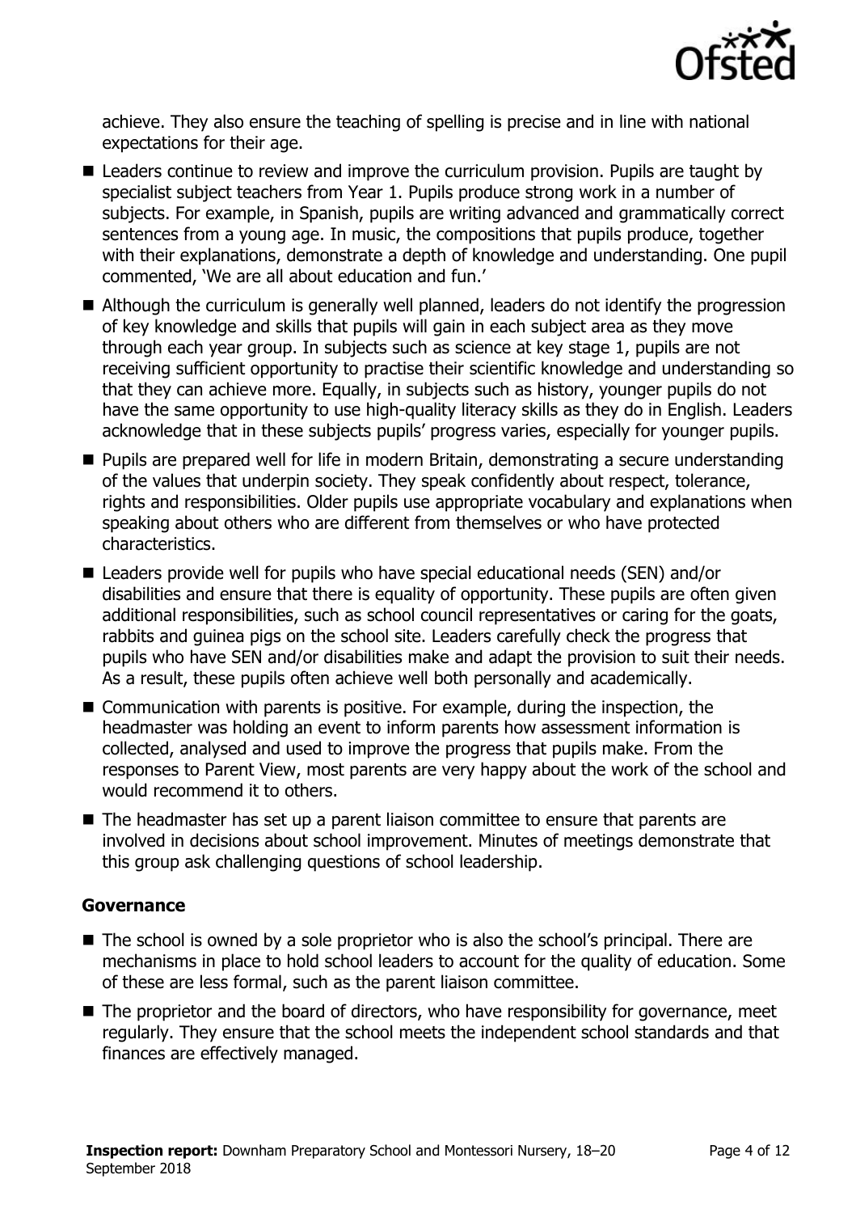achieve. They also ensure the teaching of spelling is precise and in line with national expectations for their age.

- Leaders continue to review and improve the curriculum provision. Pupils are taught by specialist subject teachers from Year 1. Pupils produce strong work in a number of subjects. For example, in Spanish, pupils are writing advanced and grammatically correct sentences from a young age. In music, the compositions that pupils produce, together with their explanations, demonstrate a depth of knowledge and understanding. One pupil commented, 'We are all about education and fun.'
- Although the curriculum is generally well planned, leaders do not identify the progression of key knowledge and skills that pupils will gain in each subject area as they move through each year group. In subjects such as science at key stage 1, pupils are not receiving sufficient opportunity to practise their scientific knowledge and understanding so that they can achieve more. Equally, in subjects such as history, younger pupils do not have the same opportunity to use high-quality literacy skills as they do in English. Leaders acknowledge that in these subjects pupils' progress varies, especially for younger pupils.
- Pupils are prepared well for life in modern Britain, demonstrating a secure understanding of the values that underpin society. They speak confidently about respect, tolerance, rights and responsibilities. Older pupils use appropriate vocabulary and explanations when speaking about others who are different from themselves or who have protected characteristics.
- Leaders provide well for pupils who have special educational needs (SEN) and/or disabilities and ensure that there is equality of opportunity. These pupils are often given additional responsibilities, such as school council representatives or caring for the goats, rabbits and guinea pigs on the school site. Leaders carefully check the progress that pupils who have SEN and/or disabilities make and adapt the provision to suit their needs. As a result, these pupils often achieve well both personally and academically.
- Communication with parents is positive. For example, during the inspection, the headmaster was holding an event to inform parents how assessment information is collected, analysed and used to improve the progress that pupils make. From the responses to Parent View, most parents are very happy about the work of the school and would recommend it to others.
- The headmaster has set up a parent liaison committee to ensure that parents are involved in decisions about school improvement. Minutes of meetings demonstrate that this group ask challenging questions of school leadership.

### Governance

- The school is owned by a sole proprietor who is also the school's principal. There are mechanisms in place to hold school leaders to account for the quality of education. Some of these are less formal, such as the parent liaison committee.
- The proprietor and the board of directors, who have responsibility for governance, meet regularly. They ensure that the school meets the independent school standards and that finances are effectively managed.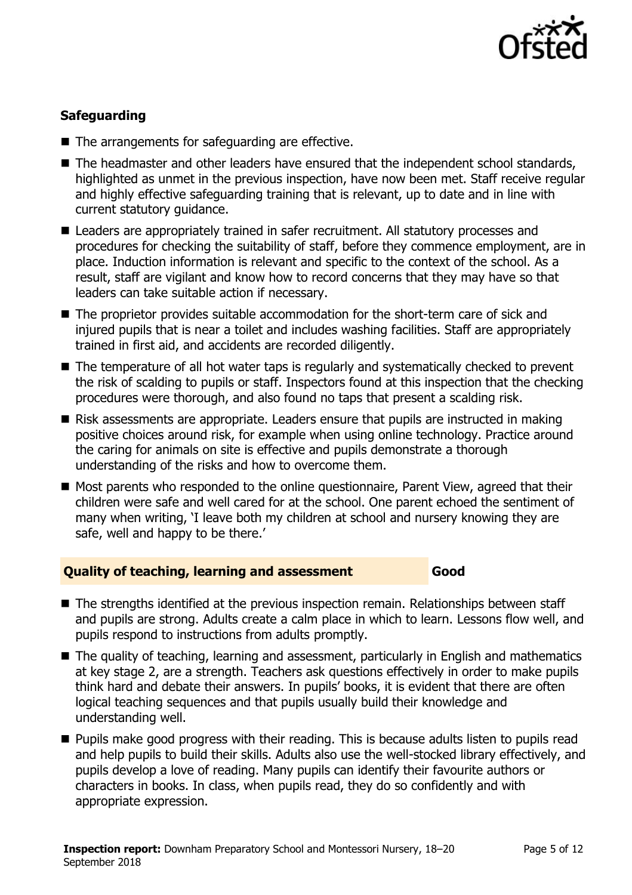### Safeguarding

- The arrangements for safeguarding are effective.
- The headmaster and other leaders have ensured that the independent school standards, highlighted as unmet in the previous inspection, have now been met. Staff receive regular and highly effective safeguarding training that is relevant, up to date and in line with current statutory guidance.
- Leaders are appropriately trained in safer recruitment. All statutory processes and procedures for checking the suitability of staff, before they commence employment, are in place. Induction information is relevant and specific to the context of the school. As a result, staff are vigilant and know how to record concerns that they may have so that leaders can take suitable action if necessary.
- The proprietor provides suitable accommodation for the short-term care of sick and injured pupils that is near a toilet and includes washing facilities. Staff are appropriately trained in first aid, and accidents are recorded diligently.
- The temperature of all hot water taps is regularly and systematically checked to prevent the risk of scalding to pupils or staff. Inspectors found at this inspection that the checking procedures were thorough, and also found no taps that present a scalding risk.
- Risk assessments are appropriate. Leaders ensure that pupils are instructed in making positive choices around risk, for example when using online technology. Practice around the caring for animals on site is effective and pupils demonstrate a thorough understanding of the risks and how to overcome them.
- Most parents who responded to the online questionnaire, Parent View, agreed that their children were safe and well cared for at the school. One parent echoed the sentiment of many when writing, 'I leave both my children at school and nursery knowing they are safe, well and happy to be there.'

### Quality of teaching, learning and assessment — Good

- The strengths identified at the previous inspection remain. Relationships between staff and pupils are strong. Adults create a calm place in which to learn. Lessons flow well, and pupils respond to instructions from adults promptly.
- The quality of teaching, learning and assessment, particularly in English and mathematics at key stage 2, are a strength. Teachers ask questions effectively in order to make pupils think hard and debate their answers. In pupils' books, it is evident that there are often logical teaching sequences and that pupils usually build their knowledge and understanding well.
- Pupils make good progress with their reading. This is because adults listen to pupils read and help pupils to build their skills. Adults also use the well-stocked library effectively, and pupils develop a love of reading. Many pupils can identify their favourite authors or characters in books. In class, when pupils read, they do so confidently and with appropriate expression.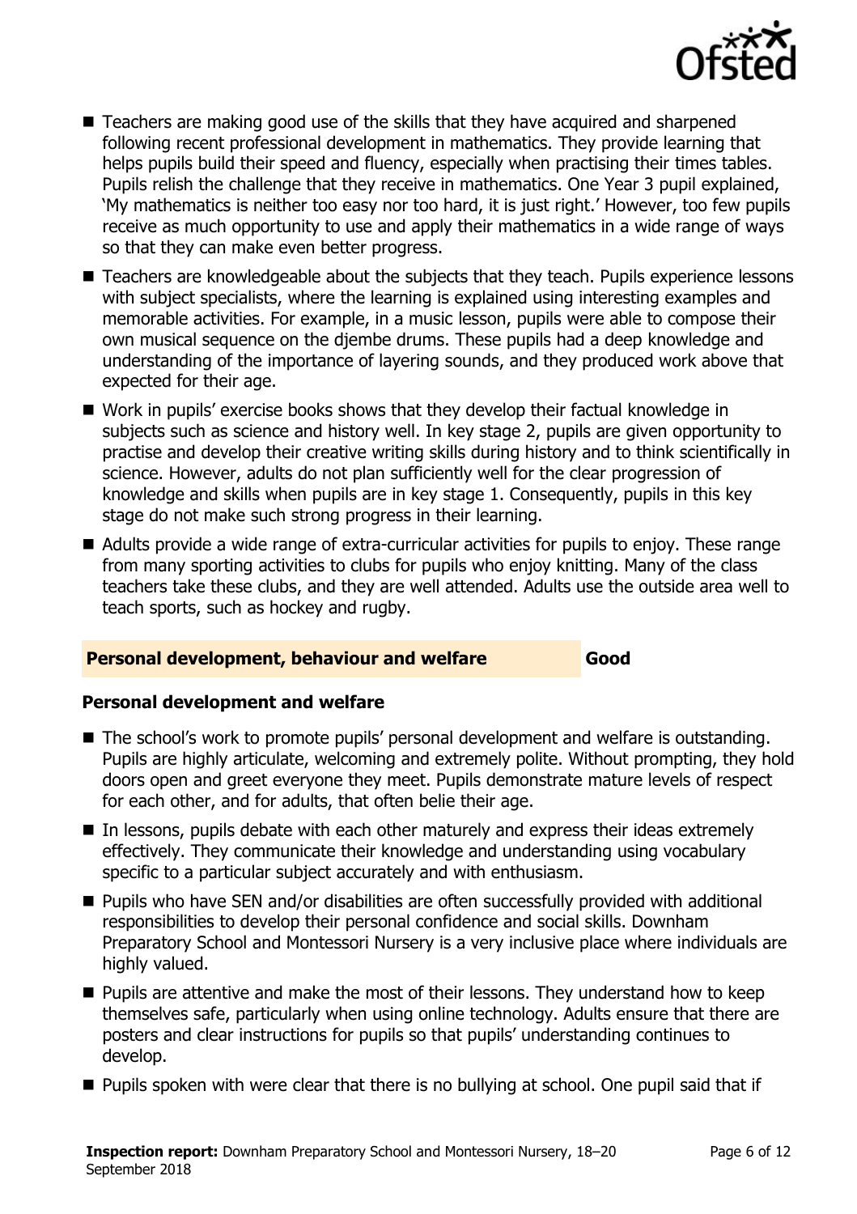- Teachers are making good use of the skills that they have acquired and sharpened following recent professional development in mathematics. They provide learning that helps pupils build their speed and fluency, especially when practising their times tables. Pupils relish the challenge that they receive in mathematics. One Year 3 pupil explained, 'My mathematics is neither too easy nor too hard, it is just right.' However, too few pupils receive as much opportunity to use and apply their mathematics in a wide range of ways so that they can make even better progress.
- Teachers are knowledgeable about the subjects that they teach. Pupils experience lessons with subject specialists, where the learning is explained using interesting examples and memorable activities. For example, in a music lesson, pupils were able to compose their own musical sequence on the djembe drums. These pupils had a deep knowledge and understanding of the importance of layering sounds, and they produced work above that expected for their age.
- Work in pupils' exercise books shows that they develop their factual knowledge in subjects such as science and history well. In key stage 2, pupils are given opportunity to practise and develop their creative writing skills during history and to think scientifically in science. However, adults do not plan sufficiently well for the clear progression of knowledge and skills when pupils are in key stage 1. Consequently, pupils in this key stage do not make such strong progress in their learning.
- Adults provide a wide range of extra-curricular activities for pupils to enjoy. These range from many sporting activities to clubs for pupils who enjoy knitting. Many of the class teachers take these clubs, and they are well attended. Adults use the outside area well to teach sports, such as hockey and rugby.

## Personal development, behaviour and welfare — Good

### Personal development and welfare

- The school's work to promote pupils' personal development and welfare is outstanding. Pupils are highly articulate, welcoming and extremely polite. Without prompting, they hold doors open and greet everyone they meet. Pupils demonstrate mature levels of respect for each other, and for adults, that often belie their age.
- In lessons, pupils debate with each other maturely and express their ideas extremely effectively. They communicate their knowledge and understanding using vocabulary specific to a particular subject accurately and with enthusiasm.
- Pupils who have SEN and/or disabilities are often successfully provided with additional responsibilities to develop their personal confidence and social skills. Downham Preparatory School and Montessori Nursery is a very inclusive place where individuals are highly valued.
- Pupils are attentive and make the most of their lessons. They understand how to keep themselves safe, particularly when using online technology. Adults ensure that there are posters and clear instructions for pupils so that pupils' understanding continues to develop.
- Pupils spoken with were clear that there is no bullying at school. One pupil said that if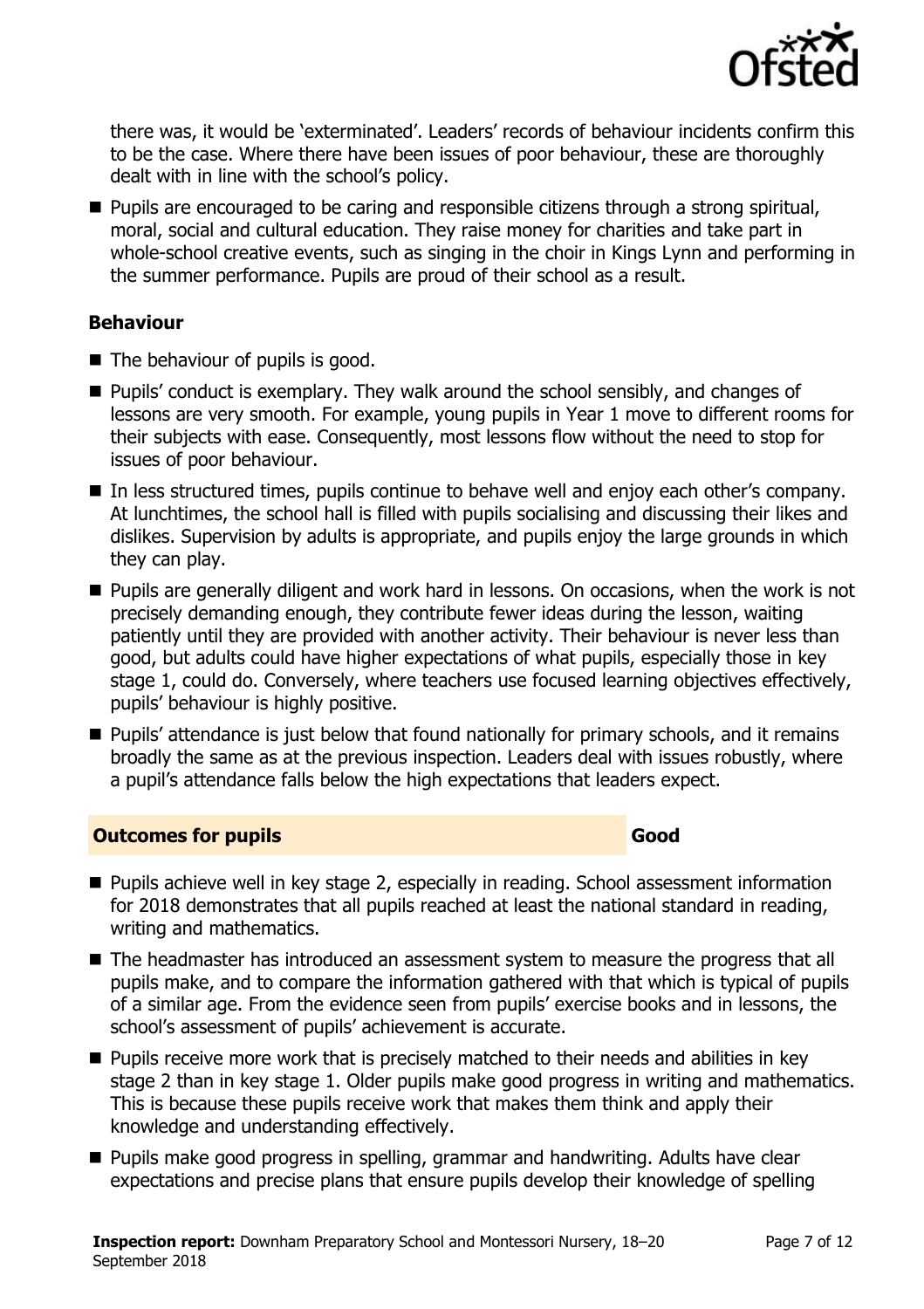there was, it would be 'exterminated'. Leaders' records of behaviour incidents confirm this to be the case. Where there have been issues of poor behaviour, these are thoroughly dealt with in line with the school's policy.

- Pupils are encouraged to be caring and responsible citizens through a strong spiritual, moral, social and cultural education. They raise money for charities and take part in whole-school creative events, such as singing in the choir in Kings Lynn and performing in the summer performance. Pupils are proud of their school as a result.

### Behaviour

- The behaviour of pupils is good.
- Pupils' conduct is exemplary. They walk around the school sensibly, and changes of lessons are very smooth. For example, young pupils in Year 1 move to different rooms for their subjects with ease. Consequently, most lessons flow without the need to stop for issues of poor behaviour.
- In less structured times, pupils continue to behave well and enjoy each other's company. At lunchtimes, the school hall is filled with pupils socialising and discussing their likes and dislikes. Supervision by adults is appropriate, and pupils enjoy the large grounds in which they can play.
- Pupils are generally diligent and work hard in lessons. On occasions, when the work is not precisely demanding enough, they contribute fewer ideas during the lesson, waiting patiently until they are provided with another activity. Their behaviour is never less than good, but adults could have higher expectations of what pupils, especially those in key stage 1, could do. Conversely, where teachers use focused learning objectives effectively, pupils' behaviour is highly positive.
- Pupils' attendance is just below that found nationally for primary schools, and it remains broadly the same as at the previous inspection. Leaders deal with issues robustly, where a pupil's attendance falls below the high expectations that leaders expect.

## Outcomes for pupils — Good

- Pupils achieve well in key stage 2, especially in reading. School assessment information for 2018 demonstrates that all pupils reached at least the national standard in reading, writing and mathematics.
- The headmaster has introduced an assessment system to measure the progress that all pupils make, and to compare the information gathered with that which is typical of pupils of a similar age. From the evidence seen from pupils' exercise books and in lessons, the school's assessment of pupils' achievement is accurate.
- Pupils receive more work that is precisely matched to their needs and abilities in key stage 2 than in key stage 1. Older pupils make good progress in writing and mathematics. This is because these pupils receive work that makes them think and apply their knowledge and understanding effectively.
- Pupils make good progress in spelling, grammar and handwriting. Adults have clear expectations and precise plans that ensure pupils develop their knowledge of spelling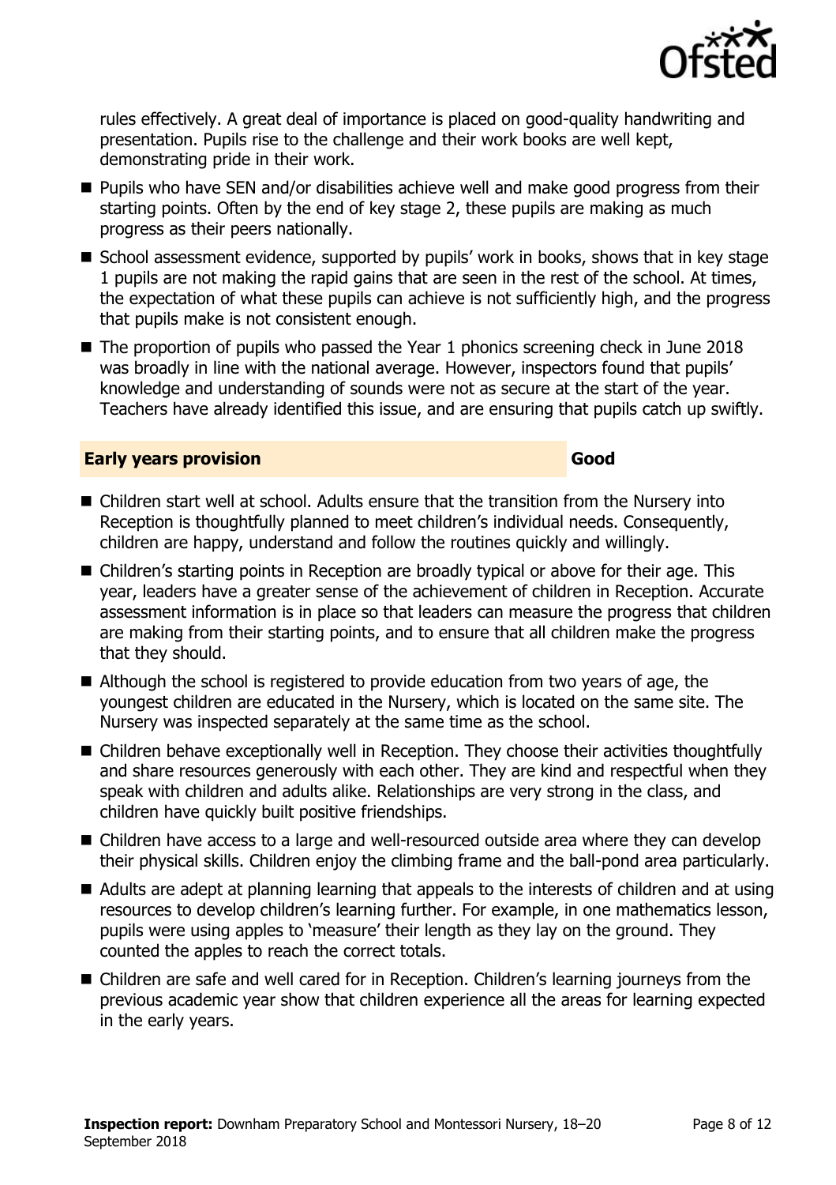rules effectively. A great deal of importance is placed on good-quality handwriting and presentation. Pupils rise to the challenge and their work books are well kept, demonstrating pride in their work.

- Pupils who have SEN and/or disabilities achieve well and make good progress from their starting points. Often by the end of key stage 2, these pupils are making as much progress as their peers nationally.
- School assessment evidence, supported by pupils' work in books, shows that in key stage 1 pupils are not making the rapid gains that are seen in the rest of the school. At times, the expectation of what these pupils can achieve is not sufficiently high, and the progress that pupils make is not consistent enough.
- The proportion of pupils who passed the Year 1 phonics screening check in June 2018 was broadly in line with the national average. However, inspectors found that pupils' knowledge and understanding of sounds were not as secure at the start of the year. Teachers have already identified this issue, and are ensuring that pupils catch up swiftly.

## Early years provision — Good

- Children start well at school. Adults ensure that the transition from the Nursery into Reception is thoughtfully planned to meet children's individual needs. Consequently, children are happy, understand and follow the routines quickly and willingly.
- Children's starting points in Reception are broadly typical or above for their age. This year, leaders have a greater sense of the achievement of children in Reception. Accurate assessment information is in place so that leaders can measure the progress that children are making from their starting points, and to ensure that all children make the progress that they should.
- Although the school is registered to provide education from two years of age, the youngest children are educated in the Nursery, which is located on the same site. The Nursery was inspected separately at the same time as the school.
- Children behave exceptionally well in Reception. They choose their activities thoughtfully and share resources generously with each other. They are kind and respectful when they speak with children and adults alike. Relationships are very strong in the class, and children have quickly built positive friendships.
- Children have access to a large and well-resourced outside area where they can develop their physical skills. Children enjoy the climbing frame and the ball-pond area particularly.
- Adults are adept at planning learning that appeals to the interests of children and at using resources to develop children's learning further. For example, in one mathematics lesson, pupils were using apples to 'measure' their length as they lay on the ground. They counted the apples to reach the correct totals.
- Children are safe and well cared for in Reception. Children's learning journeys from the previous academic year show that children experience all the areas for learning expected in the early years.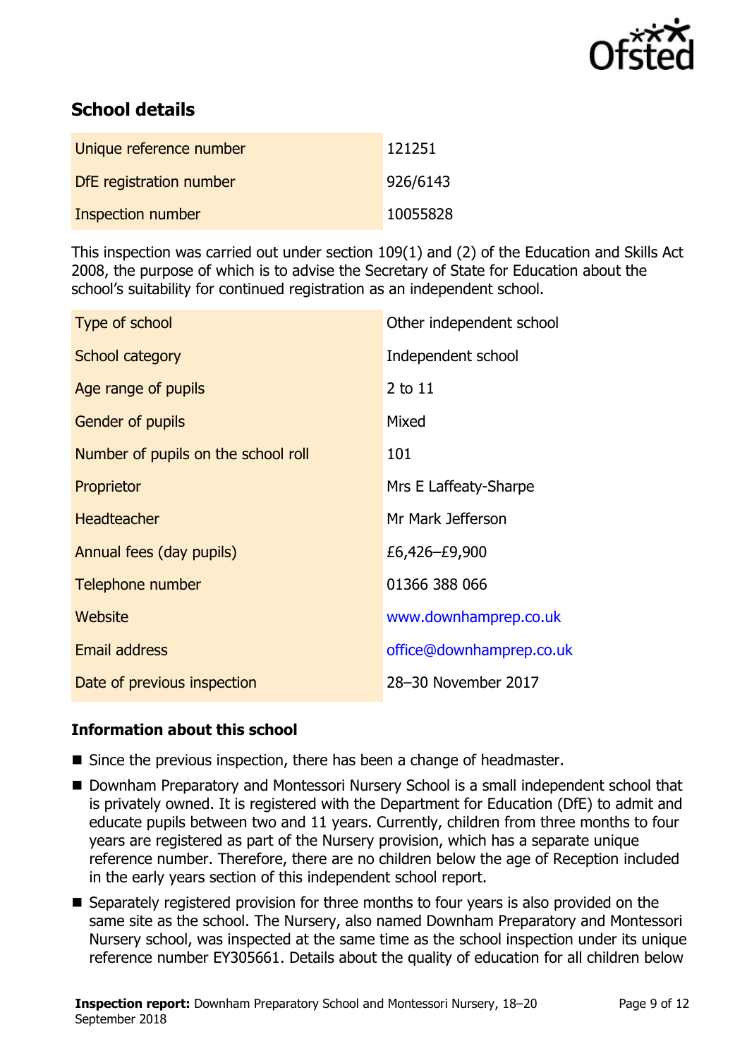## School details

| | |
|---|---|
| Unique reference number | 121251 |
| DfE registration number | 926/6143 |
| Inspection number | 10055828 |

This inspection was carried out under section 109(1) and (2) of the Education and Skills Act 2008, the purpose of which is to advise the Secretary of State for Education about the school's suitability for continued registration as an independent school.

| | |
|---|---|
| Type of school | Other independent school |
| School category | Independent school |
| Age range of pupils | 2 to 11 |
| Gender of pupils | Mixed |
| Number of pupils on the school roll | 101 |
| Proprietor | Mrs E Laffeaty-Sharpe |
| Headteacher | Mr Mark Jefferson |
| Annual fees (day pupils) | £6,426–£9,900 |
| Telephone number | 01366 388 066 |
| Website | www.downhamprep.co.uk |
| Email address | office@downhamprep.co.uk |
| Date of previous inspection | 28–30 November 2017 |

### Information about this school

- Since the previous inspection, there has been a change of headmaster.
- Downham Preparatory and Montessori Nursery School is a small independent school that is privately owned. It is registered with the Department for Education (DfE) to admit and educate pupils between two and 11 years. Currently, children from three months to four years are registered as part of the Nursery provision, which has a separate unique reference number. Therefore, there are no children below the age of Reception included in the early years section of this independent school report.
- Separately registered provision for three months to four years is also provided on the same site as the school. The Nursery, also named Downham Preparatory and Montessori Nursery school, was inspected at the same time as the school inspection under its unique reference number EY305661. Details about the quality of education for all children below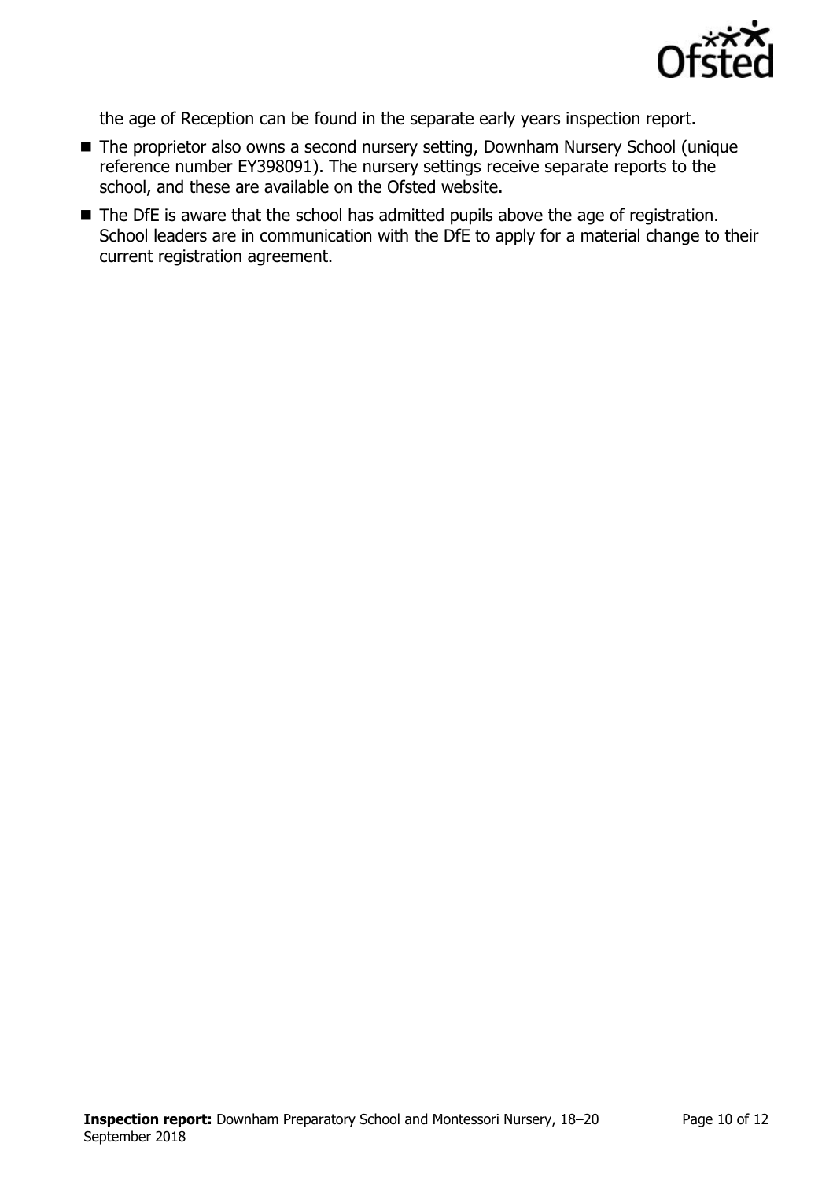the age of Reception can be found in the separate early years inspection report.

- The proprietor also owns a second nursery setting, Downham Nursery School (unique reference number EY398091). The nursery settings receive separate reports to the school, and these are available on the Ofsted website.
- The DfE is aware that the school has admitted pupils above the age of registration. School leaders are in communication with the DfE to apply for a material change to their current registration agreement.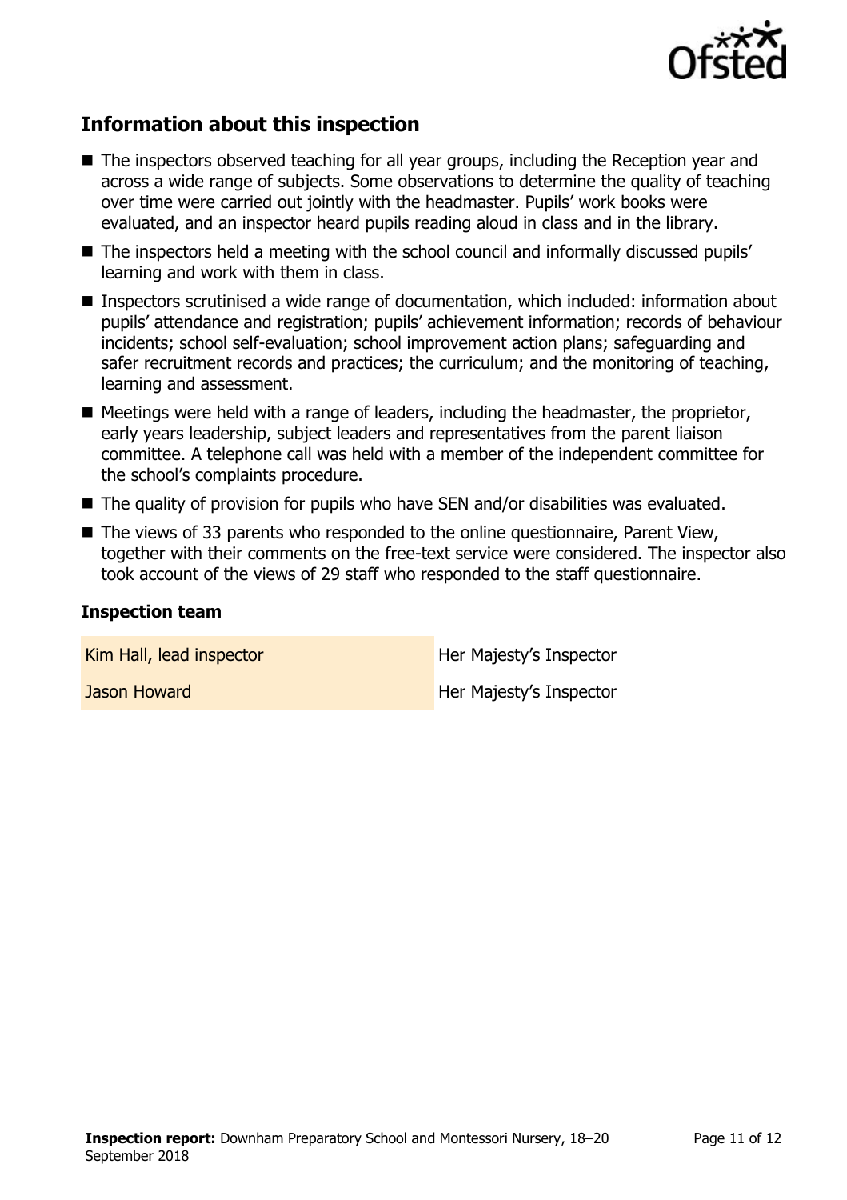## Information about this inspection

- The inspectors observed teaching for all year groups, including the Reception year and across a wide range of subjects. Some observations to determine the quality of teaching over time were carried out jointly with the headmaster. Pupils' work books were evaluated, and an inspector heard pupils reading aloud in class and in the library.
- The inspectors held a meeting with the school council and informally discussed pupils' learning and work with them in class.
- Inspectors scrutinised a wide range of documentation, which included: information about pupils' attendance and registration; pupils' achievement information; records of behaviour incidents; school self-evaluation; school improvement action plans; safeguarding and safer recruitment records and practices; the curriculum; and the monitoring of teaching, learning and assessment.
- Meetings were held with a range of leaders, including the headmaster, the proprietor, early years leadership, subject leaders and representatives from the parent liaison committee. A telephone call was held with a member of the independent committee for the school's complaints procedure.
- The quality of provision for pupils who have SEN and/or disabilities was evaluated.
- The views of 33 parents who responded to the online questionnaire, Parent View, together with their comments on the free-text service were considered. The inspector also took account of the views of 29 staff who responded to the staff questionnaire.

### Inspection team

| | |
|---|---|
| Kim Hall, lead inspector | Her Majesty's Inspector |
| Jason Howard | Her Majesty's Inspector |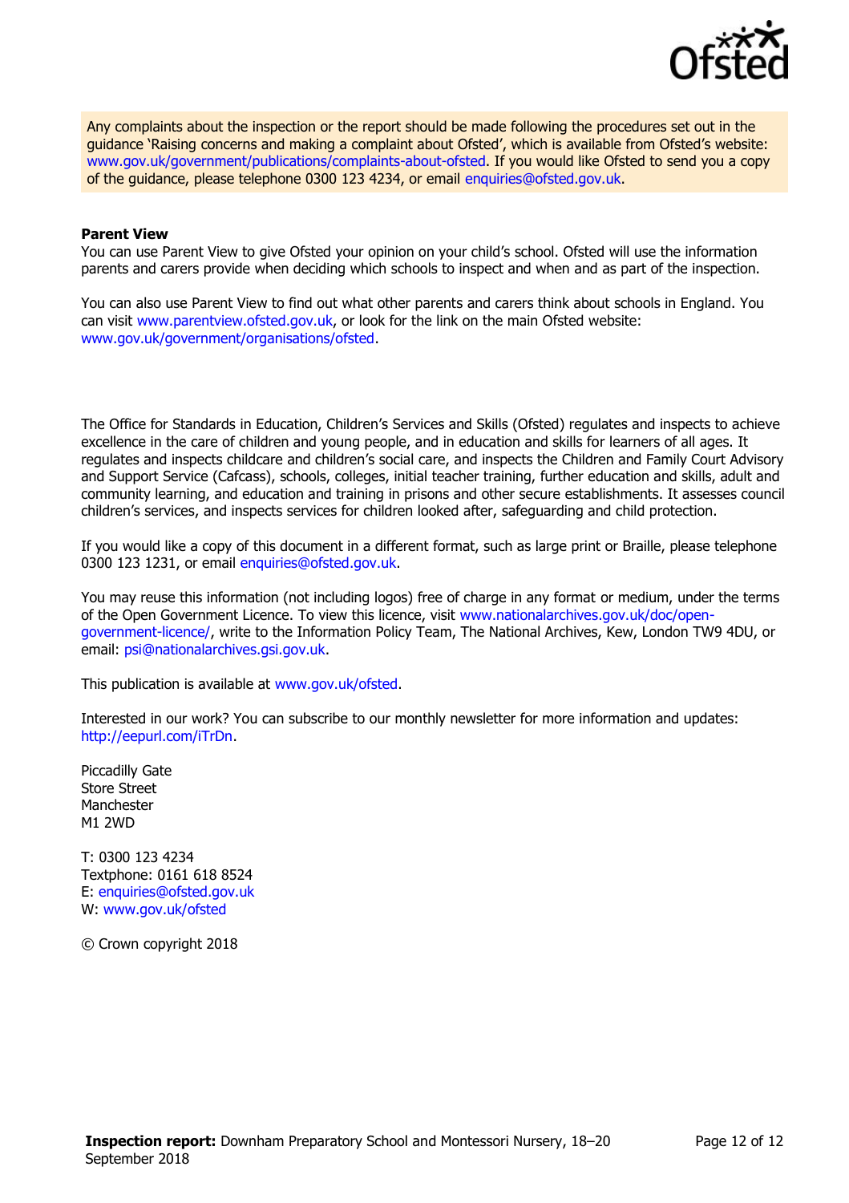Any complaints about the inspection or the report should be made following the procedures set out in the guidance 'Raising concerns and making a complaint about Ofsted', which is available from Ofsted's website: www.gov.uk/government/publications/complaints-about-ofsted. If you would like Ofsted to send you a copy of the guidance, please telephone 0300 123 4234, or email enquiries@ofsted.gov.uk.

**Parent View**

You can use Parent View to give Ofsted your opinion on your child's school. Ofsted will use the information parents and carers provide when deciding which schools to inspect and when and as part of the inspection.

You can also use Parent View to find out what other parents and carers think about schools in England. You can visit www.parentview.ofsted.gov.uk, or look for the link on the main Ofsted website: www.gov.uk/government/organisations/ofsted.

The Office for Standards in Education, Children's Services and Skills (Ofsted) regulates and inspects to achieve excellence in the care of children and young people, and in education and skills for learners of all ages. It regulates and inspects childcare and children's social care, and inspects the Children and Family Court Advisory and Support Service (Cafcass), schools, colleges, initial teacher training, further education and skills, adult and community learning, and education and training in prisons and other secure establishments. It assesses council children's services, and inspects services for children looked after, safeguarding and child protection.

If you would like a copy of this document in a different format, such as large print or Braille, please telephone 0300 123 1231, or email enquiries@ofsted.gov.uk.

You may reuse this information (not including logos) free of charge in any format or medium, under the terms of the Open Government Licence. To view this licence, visit www.nationalarchives.gov.uk/doc/open-government-licence/, write to the Information Policy Team, The National Archives, Kew, London TW9 4DU, or email: psi@nationalarchives.gsi.gov.uk.

This publication is available at www.gov.uk/ofsted.

Interested in our work? You can subscribe to our monthly newsletter for more information and updates: http://eepurl.com/iTrDn.

Piccadilly Gate
Store Street
Manchester
M1 2WD

T: 0300 123 4234
Textphone: 0161 618 8524
E: enquiries@ofsted.gov.uk
W: www.gov.uk/ofsted

© Crown copyright 2018